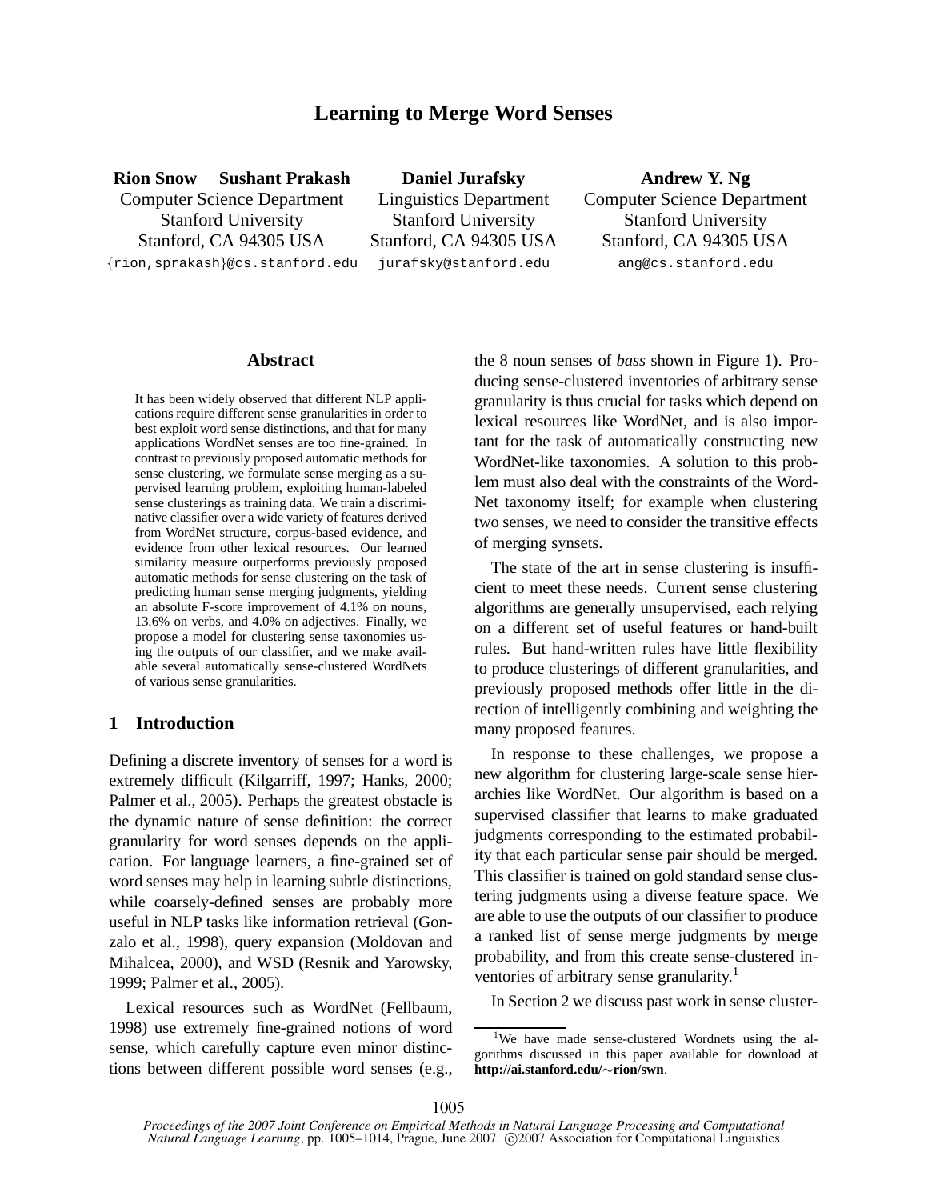# Learning to Merge Word Senses

**Rion Snow** **Sushant Prakash**
Computer Science Department
Stanford University
Stanford, CA 94305 USA
{rion,sprakash}@cs.stanford.edu

**Daniel Jurafsky**
Linguistics Department
Stanford University
Stanford, CA 94305 USA
jurafsky@stanford.edu

**Andrew Y. Ng**
Computer Science Department
Stanford University
Stanford, CA 94305 USA
ang@cs.stanford.edu

## Abstract

It has been widely observed that different NLP applications require different sense granularities in order to best exploit word sense distinctions, and that for many applications WordNet senses are too fine-grained. In contrast to previously proposed automatic methods for sense clustering, we formulate sense merging as a supervised learning problem, exploiting human-labeled sense clusterings as training data. We train a discriminative classifier over a wide variety of features derived from WordNet structure, corpus-based evidence, and evidence from other lexical resources. Our learned similarity measure outperforms previously proposed automatic methods for sense clustering on the task of predicting human sense merging judgments, yielding an absolute F-score improvement of 4.1% on nouns, 13.6% on verbs, and 4.0% on adjectives. Finally, we propose a model for clustering sense taxonomies using the outputs of our classifier, and we make available several automatically sense-clustered WordNets of various sense granularities.

## 1 Introduction

Defining a discrete inventory of senses for a word is extremely difficult (Kilgarriff, 1997; Hanks, 2000; Palmer et al., 2005). Perhaps the greatest obstacle is the dynamic nature of sense definition: the correct granularity for word senses depends on the application. For language learners, a fine-grained set of word senses may help in learning subtle distinctions, while coarsely-defined senses are probably more useful in NLP tasks like information retrieval (Gonzalo et al., 1998), query expansion (Moldovan and Mihalcea, 2000), and WSD (Resnik and Yarowsky, 1999; Palmer et al., 2005).

Lexical resources such as WordNet (Fellbaum, 1998) use extremely fine-grained notions of word sense, which carefully capture even minor distinctions between different possible word senses (e.g., the 8 noun senses of *bass* shown in Figure 1). Producing sense-clustered inventories of arbitrary sense granularity is thus crucial for tasks which depend on lexical resources like WordNet, and is also important for the task of automatically constructing new WordNet-like taxonomies. A solution to this problem must also deal with the constraints of the WordNet taxonomy itself; for example when clustering two senses, we need to consider the transitive effects of merging synsets.

The state of the art in sense clustering is insufficient to meet these needs. Current sense clustering algorithms are generally unsupervised, each relying on a different set of useful features or hand-built rules. But hand-written rules have little flexibility to produce clusterings of different granularities, and previously proposed methods offer little in the direction of intelligently combining and weighting the many proposed features.

In response to these challenges, we propose a new algorithm for clustering large-scale sense hierarchies like WordNet. Our algorithm is based on a supervised classifier that learns to make graduated judgments corresponding to the estimated probability that each particular sense pair should be merged. This classifier is trained on gold standard sense clustering judgments using a diverse feature space. We are able to use the outputs of our classifier to produce a ranked list of sense merge judgments by merge probability, and from this create sense-clustered inventories of arbitrary sense granularity.[1]

In Section 2 we discuss past work in sense cluster-

[1] We have made sense-clustered Wordnets using the algorithms discussed in this paper available for download at **http://ai.stanford.edu/∼rion/swn**.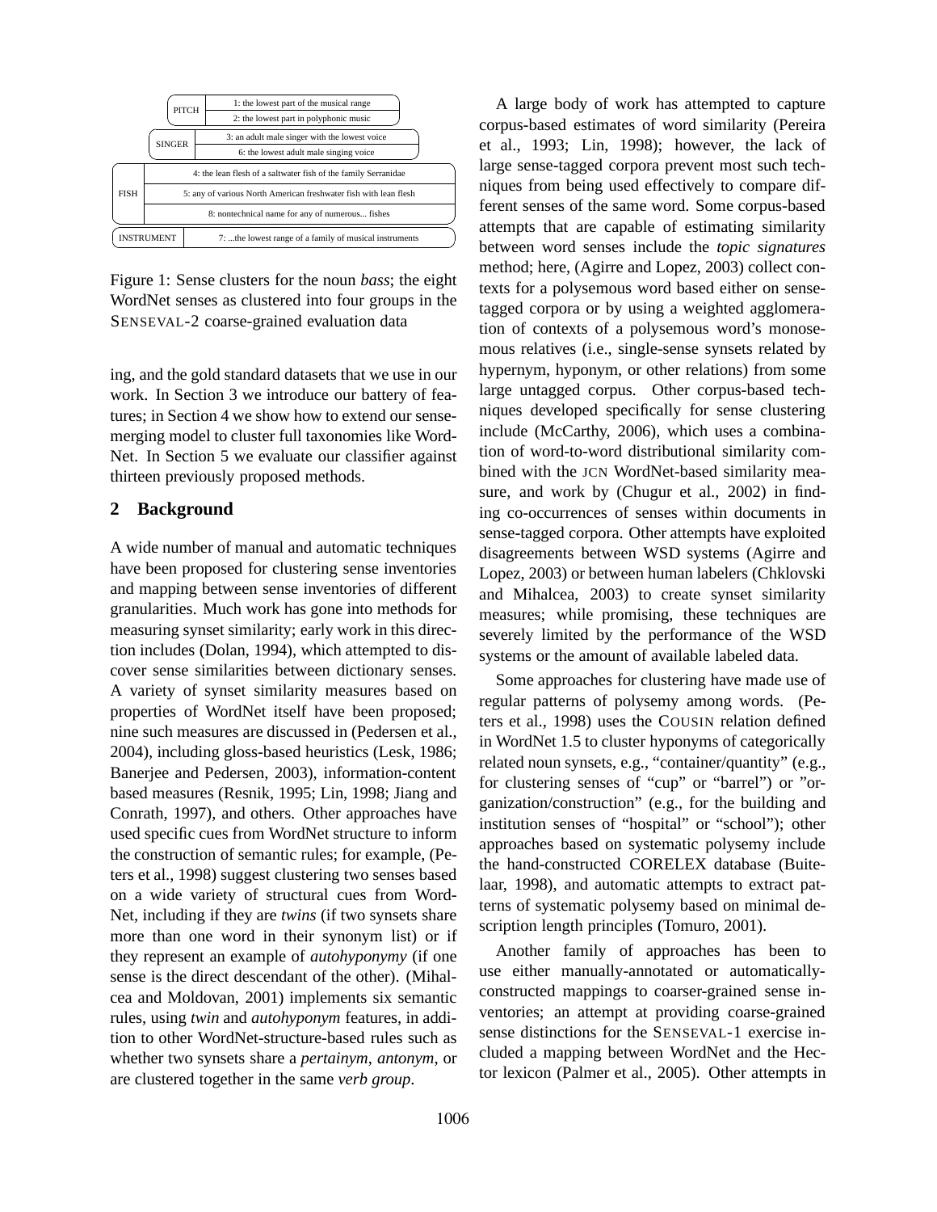| | | |
|---|---|---|
| PITCH | | 1: the lowest part of the musical range |
| | | 2: the lowest part in polyphonic music |
| SINGER | | 3: an adult male singer with the lowest voice |
| | | 6: the lowest adult male singing voice |
| FISH | | 4: the lean flesh of a saltwater fish of the family Serranidae |
| | | 5: any of various North American freshwater fish with lean flesh |
| | | 8: nontechnical name for any of numerous... fishes |
| INSTRUMENT | | 7: ...the lowest range of a family of musical instruments |

Figure 1: Sense clusters for the noun *bass*; the eight WordNet senses as clustered into four groups in the SENSEVAL-2 coarse-grained evaluation data

ing, and the gold standard datasets that we use in our work. In Section 3 we introduce our battery of features; in Section 4 we show how to extend our sense-merging model to cluster full taxonomies like WordNet. In Section 5 we evaluate our classifier against thirteen previously proposed methods.

## 2 Background

A wide number of manual and automatic techniques have been proposed for clustering sense inventories and mapping between sense inventories of different granularities. Much work has gone into methods for measuring synset similarity; early work in this direction includes (Dolan, 1994), which attempted to discover sense similarities between dictionary senses. A variety of synset similarity measures based on properties of WordNet itself have been proposed; nine such measures are discussed in (Pedersen et al., 2004), including gloss-based heuristics (Lesk, 1986; Banerjee and Pedersen, 2003), information-content based measures (Resnik, 1995; Lin, 1998; Jiang and Conrath, 1997), and others. Other approaches have used specific cues from WordNet structure to inform the construction of semantic rules; for example, (Peters et al., 1998) suggest clustering two senses based on a wide variety of structural cues from WordNet, including if they are *twins* (if two synsets share more than one word in their synonym list) or if they represent an example of *autohyponymy* (if one sense is the direct descendant of the other). (Mihalcea and Moldovan, 2001) implements six semantic rules, using *twin* and *autohyponym* features, in addition to other WordNet-structure-based rules such as whether two synsets share a *pertainym*, *antonym*, or are clustered together in the same *verb group*.

A large body of work has attempted to capture corpus-based estimates of word similarity (Pereira et al., 1993; Lin, 1998); however, the lack of large sense-tagged corpora prevent most such techniques from being used effectively to compare different senses of the same word. Some corpus-based attempts that are capable of estimating similarity between word senses include the *topic signatures* method; here, (Agirre and Lopez, 2003) collect contexts for a polysemous word based either on sense-tagged corpora or by using a weighted agglomeration of contexts of a polysemous word's monosemous relatives (i.e., single-sense synsets related by hypernym, hyponym, or other relations) from some large untagged corpus. Other corpus-based techniques developed specifically for sense clustering include (McCarthy, 2006), which uses a combination of word-to-word distributional similarity combined with the JCN WordNet-based similarity measure, and work by (Chugur et al., 2002) in finding co-occurrences of senses within documents in sense-tagged corpora. Other attempts have exploited disagreements between WSD systems (Agirre and Lopez, 2003) or between human labelers (Chklovski and Mihalcea, 2003) to create synset similarity measures; while promising, these techniques are severely limited by the performance of the WSD systems or the amount of available labeled data.

Some approaches for clustering have made use of regular patterns of polysemy among words. (Peters et al., 1998) uses the COUSIN relation defined in WordNet 1.5 to cluster hyponyms of categorically related noun synsets, e.g., "container/quantity" (e.g., for clustering senses of "cup" or "barrel") or "organization/construction" (e.g., for the building and institution senses of "hospital" or "school"); other approaches based on systematic polysemy include the hand-constructed CORELEX database (Buitelaar, 1998), and automatic attempts to extract patterns of systematic polysemy based on minimal description length principles (Tomuro, 2001).

Another family of approaches has been to use either manually-annotated or automatically-constructed mappings to coarser-grained sense inventories; an attempt at providing coarse-grained sense distinctions for the SENSEVAL-1 exercise included a mapping between WordNet and the Hector lexicon (Palmer et al., 2005). Other attempts in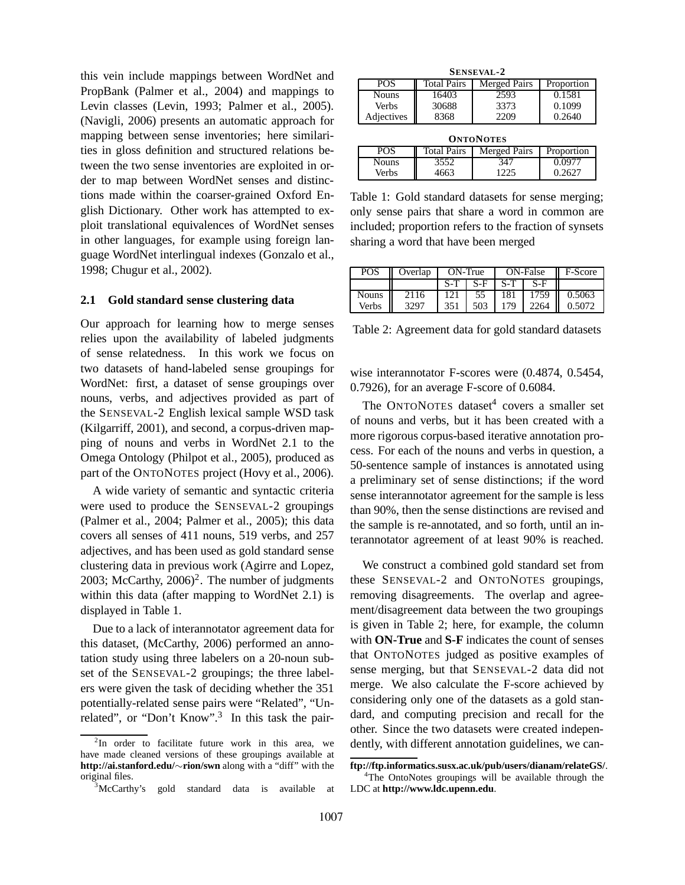this vein include mappings between WordNet and PropBank (Palmer et al., 2004) and mappings to Levin classes (Levin, 1993; Palmer et al., 2005). (Navigli, 2006) presents an automatic approach for mapping between sense inventories; here similarities in gloss definition and structured relations between the two sense inventories are exploited in order to map between WordNet senses and distinctions made within the coarser-grained Oxford English Dictionary. Other work has attempted to exploit translational equivalences of WordNet senses in other languages, for example using foreign language WordNet interlingual indexes (Gonzalo et al., 1998; Chugur et al., 2002).

## 2.1 Gold standard sense clustering data

Our approach for learning how to merge senses relies upon the availability of labeled judgments of sense relatedness. In this work we focus on two datasets of hand-labeled sense groupings for WordNet: first, a dataset of sense groupings over nouns, verbs, and adjectives provided as part of the SENSEVAL-2 English lexical sample WSD task (Kilgarriff, 2001), and second, a corpus-driven mapping of nouns and verbs in WordNet 2.1 to the Omega Ontology (Philpot et al., 2005), produced as part of the ONTONOTES project (Hovy et al., 2006).

A wide variety of semantic and syntactic criteria were used to produce the SENSEVAL-2 groupings (Palmer et al., 2004; Palmer et al., 2005); this data covers all senses of 411 nouns, 519 verbs, and 257 adjectives, and has been used as gold standard sense clustering data in previous work (Agirre and Lopez, 2003; McCarthy, 2006)[2]. The number of judgments within this data (after mapping to WordNet 2.1) is displayed in Table 1.

Due to a lack of interannotator agreement data for this dataset, (McCarthy, 2006) performed an annotation study using three labelers on a 20-noun subset of the SENSEVAL-2 groupings; the three labelers were given the task of deciding whether the 351 potentially-related sense pairs were "Related", "Unrelated", or "Don't Know".[3] In this task the pairwise interannotator F-scores were (0.4874, 0.5454, 0.7926), for an average F-score of 0.6084.

**SENSEVAL-2**

| POS | Total Pairs | Merged Pairs | Proportion |
|---|---|---|---|
| Nouns | 16403 | 2593 | 0.1581 |
| Verbs | 30688 | 3373 | 0.1099 |
| Adjectives | 8368 | 2209 | 0.2640 |

**ONTONOTES**

| POS | Total Pairs | Merged Pairs | Proportion |
|---|---|---|---|
| Nouns | 3552 | 347 | 0.0977 |
| Verbs | 4663 | 1225 | 0.2627 |

Table 1: Gold standard datasets for sense merging; only sense pairs that share a word in common are included; proportion refers to the fraction of synsets sharing a word that have been merged

| POS | Overlap | ON-True | | ON-False | | F-Score |
|---|---|---|---|---|---|---|
| | | S-T | S-F | S-T | S-F | |
| Nouns | 2116 | 121 | 55 | 181 | 1759 | 0.5063 |
| Verbs | 3297 | 351 | 503 | 179 | 2264 | 0.5072 |

Table 2: Agreement data for gold standard datasets

The ONTONOTES dataset[4] covers a smaller set of nouns and verbs, but it has been created with a more rigorous corpus-based iterative annotation process. For each of the nouns and verbs in question, a 50-sentence sample of instances is annotated using a preliminary set of sense distinctions; if the word sense interannotator agreement for the sample is less than 90%, then the sense distinctions are revised and the sample is re-annotated, and so forth, until an interannotator agreement of at least 90% is reached.

We construct a combined gold standard set from these SENSEVAL-2 and ONTONOTES groupings, removing disagreements. The overlap and agreement/disagreement data between the two groupings is given in Table 2; here, for example, the column with **ON-True** and **S-F** indicates the count of senses that ONTONOTES judged as positive examples of sense merging, but that SENSEVAL-2 data did not merge. We also calculate the F-score achieved by considering only one of the datasets as a gold standard, and computing precision and recall for the other. Since the two datasets were created independently, with different annotation guidelines, we can-

[2] In order to facilitate future work in this area, we have made cleaned versions of these groupings available at **http://ai.stanford.edu/~rion/swn** along with a "diff" with the original files.

[3] McCarthy's gold standard data is available at **ftp://ftp.informatics.susx.ac.uk/pub/users/dianam/relateGS/**.

[4] The OntoNotes groupings will be available through the LDC at **http://www.ldc.upenn.edu**.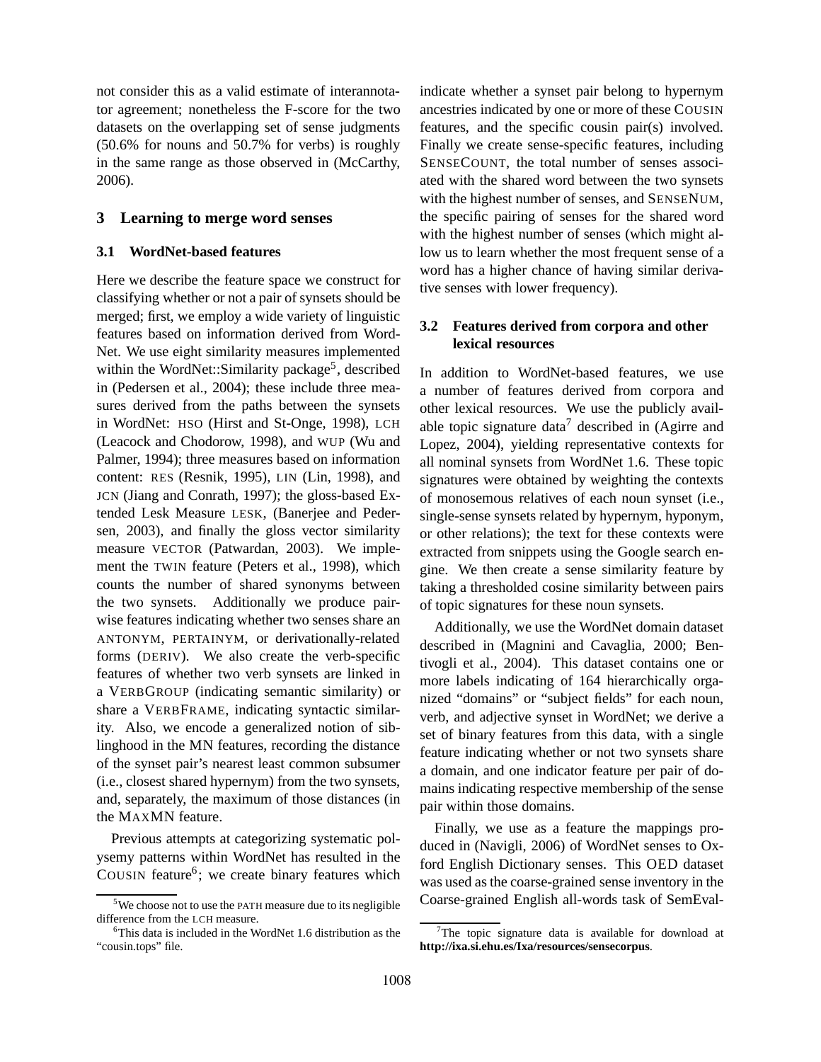not consider this as a valid estimate of interannotator agreement; nonetheless the F-score for the two datasets on the overlapping set of sense judgments (50.6% for nouns and 50.7% for verbs) is roughly in the same range as those observed in (McCarthy, 2006).

## 3 Learning to merge word senses

### 3.1 WordNet-based features

Here we describe the feature space we construct for classifying whether or not a pair of synsets should be merged; first, we employ a wide variety of linguistic features based on information derived from WordNet. We use eight similarity measures implemented within the WordNet::Similarity package[5], described in (Pedersen et al., 2004); these include three measures derived from the paths between the synsets in WordNet: HSO (Hirst and St-Onge, 1998), LCH (Leacock and Chodorow, 1998), and WUP (Wu and Palmer, 1994); three measures based on information content: RES (Resnik, 1995), LIN (Lin, 1998), and JCN (Jiang and Conrath, 1997); the gloss-based Extended Lesk Measure LESK, (Banerjee and Pedersen, 2003), and finally the gloss vector similarity measure VECTOR (Patwardan, 2003). We implement the TWIN feature (Peters et al., 1998), which counts the number of shared synonyms between the two synsets. Additionally we produce pairwise features indicating whether two senses share an ANTONYM, PERTAINYM, or derivationally-related forms (DERIV). We also create the verb-specific features of whether two verb synsets are linked in a VERBGROUP (indicating semantic similarity) or share a VERBFRAME, indicating syntactic similarity. Also, we encode a generalized notion of siblinghood in the MN features, recording the distance of the synset pair's nearest least common subsumer (i.e., closest shared hypernym) from the two synsets, and, separately, the maximum of those distances (in the MAXMN feature.

Previous attempts at categorizing systematic polysemy patterns within WordNet has resulted in the COUSIN feature[6]; we create binary features which indicate whether a synset pair belong to hypernym ancestries indicated by one or more of these COUSIN features, and the specific cousin pair(s) involved. Finally we create sense-specific features, including SENSECOUNT, the total number of senses associated with the shared word between the two synsets with the highest number of senses, and SENSENUM, the specific pairing of senses for the shared word with the highest number of senses (which might allow us to learn whether the most frequent sense of a word has a higher chance of having similar derivative senses with lower frequency).

### 3.2 Features derived from corpora and other lexical resources

In addition to WordNet-based features, we use a number of features derived from corpora and other lexical resources. We use the publicly available topic signature data[7] described in (Agirre and Lopez, 2004), yielding representative contexts for all nominal synsets from WordNet 1.6. These topic signatures were obtained by weighting the contexts of monosemous relatives of each noun synset (i.e., single-sense synsets related by hypernym, hyponym, or other relations); the text for these contexts were extracted from snippets using the Google search engine. We then create a sense similarity feature by taking a thresholded cosine similarity between pairs of topic signatures for these noun synsets.

Additionally, we use the WordNet domain dataset described in (Magnini and Cavaglia, 2000; Bentivogli et al., 2004). This dataset contains one or more labels indicating of 164 hierarchically organized "domains" or "subject fields" for each noun, verb, and adjective synset in WordNet; we derive a set of binary features from this data, with a single feature indicating whether or not two synsets share a domain, and one indicator feature per pair of domains indicating respective membership of the sense pair within those domains.

Finally, we use as a feature the mappings produced in (Navigli, 2006) of WordNet senses to Oxford English Dictionary senses. This OED dataset was used as the coarse-grained sense inventory in the Coarse-grained English all-words task of SemEval-

[5] We choose not to use the PATH measure due to its negligible difference from the LCH measure.

[6] This data is included in the WordNet 1.6 distribution as the "cousin.tops" file.

[7] The topic signature data is available for download at **http://ixa.si.ehu.es/Ixa/resources/sensecorpus**.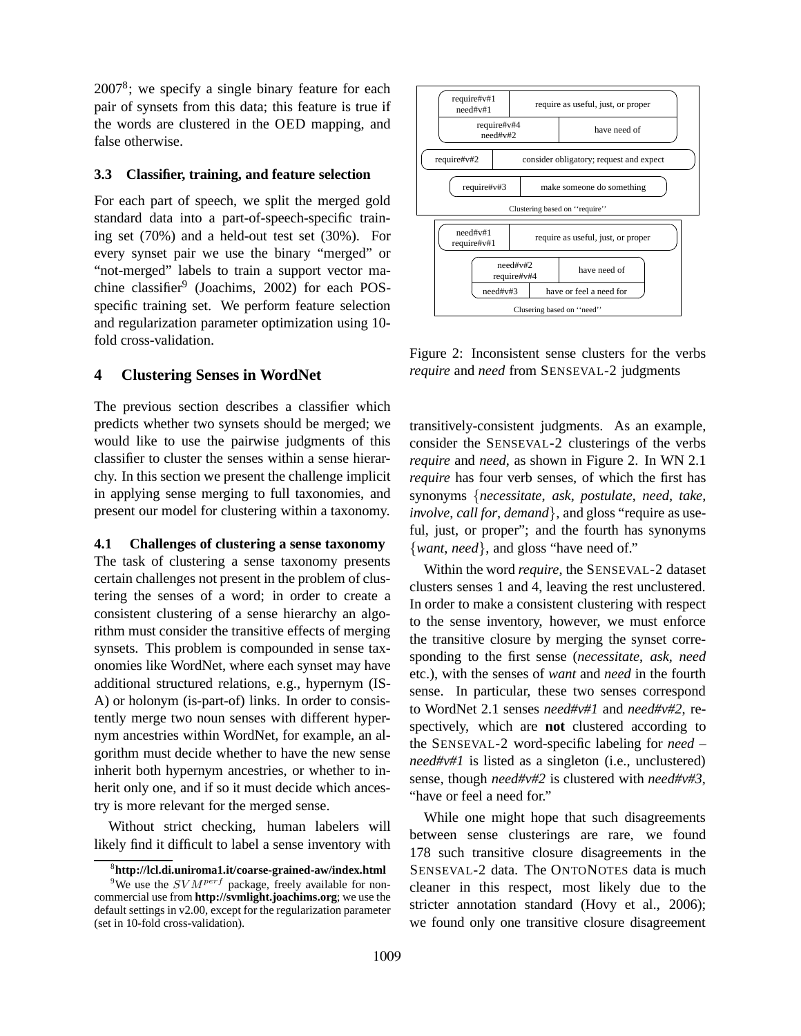2007[8]; we specify a single binary feature for each pair of synsets from this data; this feature is true if the words are clustered in the OED mapping, and false otherwise.

### 3.3 Classifier, training, and feature selection

For each part of speech, we split the merged gold standard data into a part-of-speech-specific training set (70%) and a held-out test set (30%). For every synset pair we use the binary "merged" or "not-merged" labels to train a support vector machine classifier[9] (Joachims, 2002) for each POS-specific training set. We perform feature selection and regularization parameter optimization using 10-fold cross-validation.

## 4 Clustering Senses in WordNet

The previous section describes a classifier which predicts whether two synsets should be merged; we would like to use the pairwise judgments of this classifier to cluster the senses within a sense hierarchy. In this section we present the challenge implicit in applying sense merging to full taxonomies, and present our model for clustering within a taxonomy.

### 4.1 Challenges of clustering a sense taxonomy

The task of clustering a sense taxonomy presents certain challenges not present in the problem of clustering the senses of a word; in order to create a consistent clustering of a sense hierarchy an algorithm must consider the transitive effects of merging synsets. This problem is compounded in sense taxonomies like WordNet, where each synset may have additional structured relations, e.g., hypernym (IS-A) or holonym (is-part-of) links. In order to consistently merge two noun senses with different hypernym ancestries within WordNet, for example, an algorithm must decide whether to have the new sense inherit both hypernym ancestries, or whether to inherit only one, and if so it must decide which ancestry is more relevant for the merged sense.

Without strict checking, human labelers will likely find it difficult to label a sense inventory with transitively-consistent judgments. As an example, consider the SENSEVAL-2 clusterings of the verbs *require* and *need*, as shown in Figure 2. In WN 2.1 *require* has four verb senses, of which the first has synonyms {*necessitate*, *ask*, *postulate*, *need*, *take*, *involve*, *call for*, *demand*}, and gloss "require as useful, just, or proper"; and the fourth has synonyms {*want*, *need*}, and gloss "have need of."

| Clustering based on "require" | |
|---|---|
| require#v#1, need#v#1 | require as useful, just, or proper |
| require#v#4, need#v#2 | have need of |
| require#v#2 | consider obligatory; request and expect |
| require#v#3 | make someone do something |

| Clusering based on "need" | |
|---|---|
| need#v#1, require#v#1 | require as useful, just, or proper |
| need#v#2, require#v#4 | have need of |
| need#v#3 | have or feel a need for |

Figure 2: Inconsistent sense clusters for the verbs *require* and *need* from SENSEVAL-2 judgments

Within the word *require*, the SENSEVAL-2 dataset clusters senses 1 and 4, leaving the rest unclustered. In order to make a consistent clustering with respect to the sense inventory, however, we must enforce the transitive closure by merging the synset corresponding to the first sense (*necessitate*, *ask*, *need* etc.), with the senses of *want* and *need* in the fourth sense. In particular, these two senses correspond to WordNet 2.1 senses *need#v#1* and *need#v#2*, respectively, which are **not** clustered according to the SENSEVAL-2 word-specific labeling for *need* – *need#v#1* is listed as a singleton (i.e., unclustered) sense, though *need#v#2* is clustered with *need#v#3*, "have or feel a need for."

While one might hope that such disagreements between sense clusterings are rare, we found 178 such transitive closure disagreements in the SENSEVAL-2 data. The ONTONOTES data is much cleaner in this respect, most likely due to the stricter annotation standard (Hovy et al., 2006); we found only one transitive closure disagreement

[8] **http://lcl.di.uniroma1.it/coarse-grained-aw/index.html**

[9] We use the $SVM^{perf}$ package, freely available for non-commercial use from **http://svmlight.joachims.org**; we use the default settings in v2.00, except for the regularization parameter (set in 10-fold cross-validation).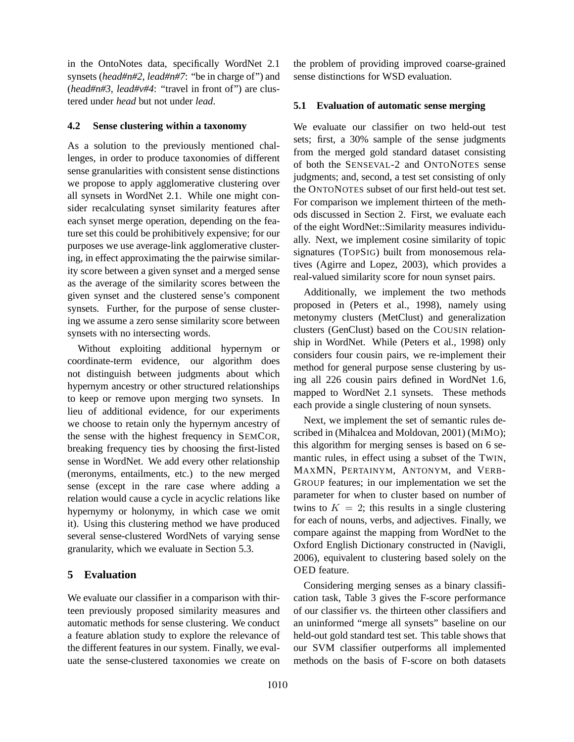in the OntoNotes data, specifically WordNet 2.1 synsets (*head#n#2*, *lead#n#7*: "be in charge of") and (*head#n#3*, *lead#v#4*: "travel in front of") are clustered under *head* but not under *lead*.

### 4.2 Sense clustering within a taxonomy

As a solution to the previously mentioned challenges, in order to produce taxonomies of different sense granularities with consistent sense distinctions we propose to apply agglomerative clustering over all synsets in WordNet 2.1. While one might consider recalculating synset similarity features after each synset merge operation, depending on the feature set this could be prohibitively expensive; for our purposes we use average-link agglomerative clustering, in effect approximating the the pairwise similarity score between a given synset and a merged sense as the average of the similarity scores between the given synset and the clustered sense's component synsets. Further, for the purpose of sense clustering we assume a zero sense similarity score between synsets with no intersecting words.

Without exploiting additional hypernym or coordinate-term evidence, our algorithm does not distinguish between judgments about which hypernym ancestry or other structured relationships to keep or remove upon merging two synsets. In lieu of additional evidence, for our experiments we choose to retain only the hypernym ancestry of the sense with the highest frequency in SEMCOR, breaking frequency ties by choosing the first-listed sense in WordNet. We add every other relationship (meronyms, entailments, etc.) to the new merged sense (except in the rare case where adding a relation would cause a cycle in acyclic relations like hypernymy or holonymy, in which case we omit it). Using this clustering method we have produced several sense-clustered WordNets of varying sense granularity, which we evaluate in Section 5.3.

## 5 Evaluation

We evaluate our classifier in a comparison with thirteen previously proposed similarity measures and automatic methods for sense clustering. We conduct a feature ablation study to explore the relevance of the different features in our system. Finally, we evaluate the sense-clustered taxonomies we create on the problem of providing improved coarse-grained sense distinctions for WSD evaluation.

### 5.1 Evaluation of automatic sense merging

We evaluate our classifier on two held-out test sets; first, a 30% sample of the sense judgments from the merged gold standard dataset consisting of both the SENSEVAL-2 and ONTONOTES sense judgments; and, second, a test set consisting of only the ONTONOTES subset of our first held-out test set. For comparison we implement thirteen of the methods discussed in Section 2. First, we evaluate each of the eight WordNet::Similarity measures individually. Next, we implement cosine similarity of topic signatures (TOPSIG) built from monosemous relatives (Agirre and Lopez, 2003), which provides a real-valued similarity score for noun synset pairs.

Additionally, we implement the two methods proposed in (Peters et al., 1998), namely using metonymy clusters (MetClust) and generalization clusters (GenClust) based on the COUSIN relationship in WordNet. While (Peters et al., 1998) only considers four cousin pairs, we re-implement their method for general purpose sense clustering by using all 226 cousin pairs defined in WordNet 1.6, mapped to WordNet 2.1 synsets. These methods each provide a single clustering of noun synsets.

Next, we implement the set of semantic rules described in (Mihalcea and Moldovan, 2001) (MIMO); this algorithm for merging senses is based on 6 semantic rules, in effect using a subset of the TWIN, MAXMN, PERTAINYM, ANTONYM, and VERBGROUP features; in our implementation we set the parameter for when to cluster based on number of twins to $K = 2$; this results in a single clustering for each of nouns, verbs, and adjectives. Finally, we compare against the mapping from WordNet to the Oxford English Dictionary constructed in (Navigli, 2006), equivalent to clustering based solely on the OED feature.

Considering merging senses as a binary classification task, Table 3 gives the F-score performance of our classifier vs. the thirteen other classifiers and an uninformed "merge all synsets" baseline on our held-out gold standard test set. This table shows that our SVM classifier outperforms all implemented methods on the basis of F-score on both datasets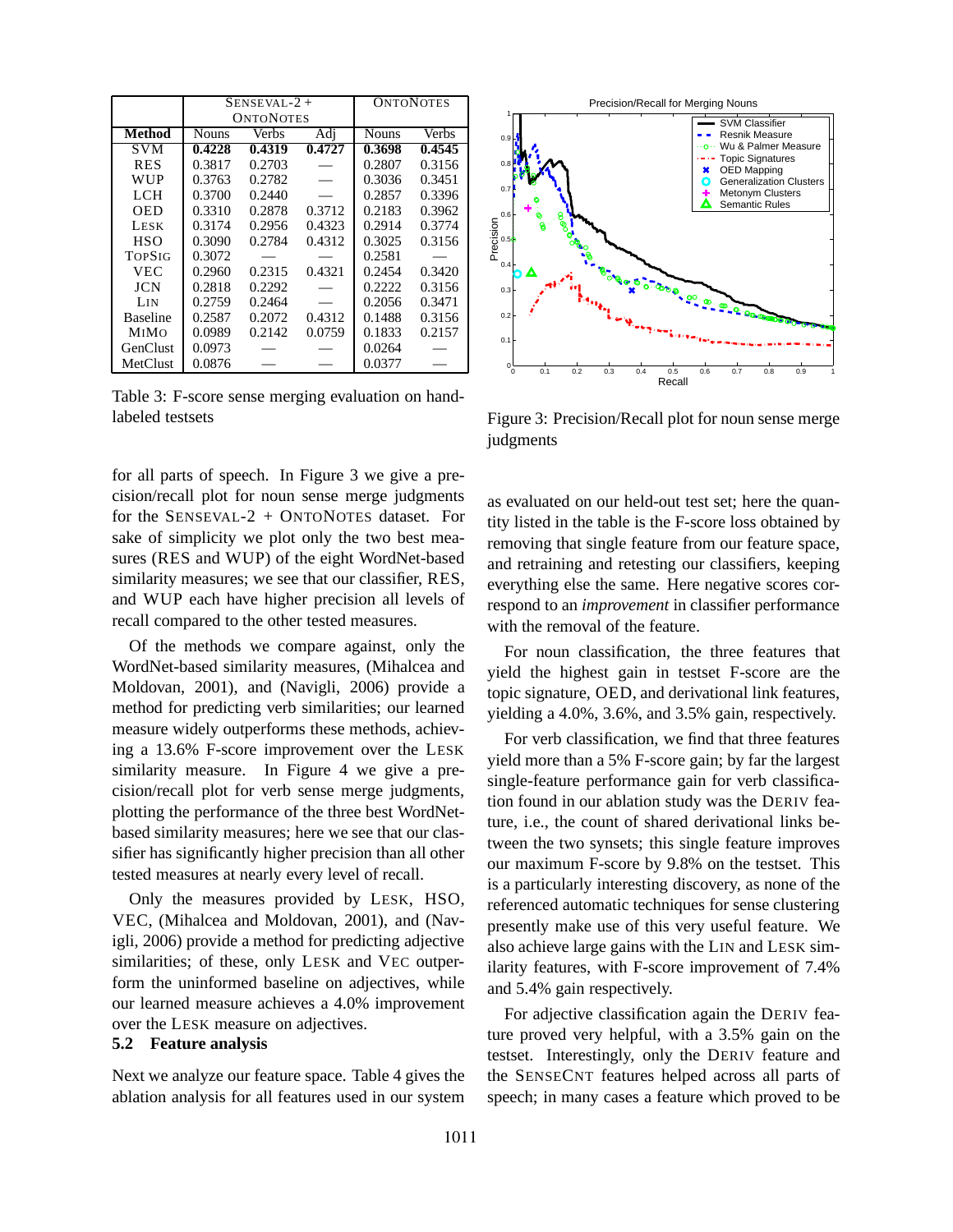| Method | SENSEVAL-2 + ONTONOTES | | | ONTONOTES | |
|---|---|---|---|---|---|
| | Nouns | Verbs | Adj | Nouns | Verbs |
| SVM | **0.4228** | **0.4319** | **0.4727** | **0.3698** | **0.4545** |
| RES | 0.3817 | 0.2703 | — | 0.2807 | 0.3156 |
| WUP | 0.3763 | 0.2782 | — | 0.3036 | 0.3451 |
| LCH | 0.3700 | 0.2440 | — | 0.2857 | 0.3396 |
| OED | 0.3310 | 0.2878 | 0.3712 | 0.2183 | 0.3962 |
| LESK | 0.3174 | 0.2956 | 0.4323 | 0.2914 | 0.3774 |
| HSO | 0.3090 | 0.2784 | 0.4312 | 0.3025 | 0.3156 |
| TOPSIG | 0.3072 | — | — | 0.2581 | — |
| VEC | 0.2960 | 0.2315 | 0.4321 | 0.2454 | 0.3420 |
| JCN | 0.2818 | 0.2292 | — | 0.2222 | 0.3156 |
| LIN | 0.2759 | 0.2464 | — | 0.2056 | 0.3471 |
| Baseline | 0.2587 | 0.2072 | 0.4312 | 0.1488 | 0.3156 |
| MIMO | 0.0989 | 0.2142 | 0.0759 | 0.1833 | 0.2157 |
| GenClust | 0.0973 | — | — | 0.0264 | — |
| MetClust | 0.0876 | — | — | 0.0377 | — |

Table 3: F-score sense merging evaluation on hand-labeled testsets

Figure 3: Precision/Recall plot for noun sense merge judgments

for all parts of speech. In Figure 3 we give a precision/recall plot for noun sense merge judgments for the SENSEVAL-2 + ONTONOTES dataset. For sake of simplicity we plot only the two best measures (RES and WUP) of the eight WordNet-based similarity measures; we see that our classifier, RES, and WUP each have higher precision all levels of recall compared to the other tested measures.

Of the methods we compare against, only the WordNet-based similarity measures, (Mihalcea and Moldovan, 2001), and (Navigli, 2006) provide a method for predicting verb similarities; our learned measure widely outperforms these methods, achieving a 13.6% F-score improvement over the LESK similarity measure. In Figure 4 we give a precision/recall plot for verb sense merge judgments, plotting the performance of the three best WordNet-based similarity measures; here we see that our classifier has significantly higher precision than all other tested measures at nearly every level of recall.

Only the measures provided by LESK, HSO, VEC, (Mihalcea and Moldovan, 2001), and (Navigli, 2006) provide a method for predicting adjective similarities; of these, only LESK and VEC outperform the uninformed baseline on adjectives, while our learned measure achieves a 4.0% improvement over the LESK measure on adjectives.

## 5.2 Feature analysis

Next we analyze our feature space. Table 4 gives the ablation analysis for all features used in our system as evaluated on our held-out test set; here the quantity listed in the table is the F-score loss obtained by removing that single feature from our feature space, and retraining and retesting our classifiers, keeping everything else the same. Here negative scores correspond to an *improvement* in classifier performance with the removal of the feature.

For noun classification, the three features that yield the highest gain in testset F-score are the topic signature, OED, and derivational link features, yielding a 4.0%, 3.6%, and 3.5% gain, respectively.

For verb classification, we find that three features yield more than a 5% F-score gain; by far the largest single-feature performance gain for verb classification found in our ablation study was the DERIV feature, i.e., the count of shared derivational links between the two synsets; this single feature improves our maximum F-score by 9.8% on the testset. This is a particularly interesting discovery, as none of the referenced automatic techniques for sense clustering presently make use of this very useful feature. We also achieve large gains with the LIN and LESK similarity features, with F-score improvement of 7.4% and 5.4% gain respectively.

For adjective classification again the DERIV feature proved very helpful, with a 3.5% gain on the testset. Interestingly, only the DERIV feature and the SENSECNT features helped across all parts of speech; in many cases a feature which proved to be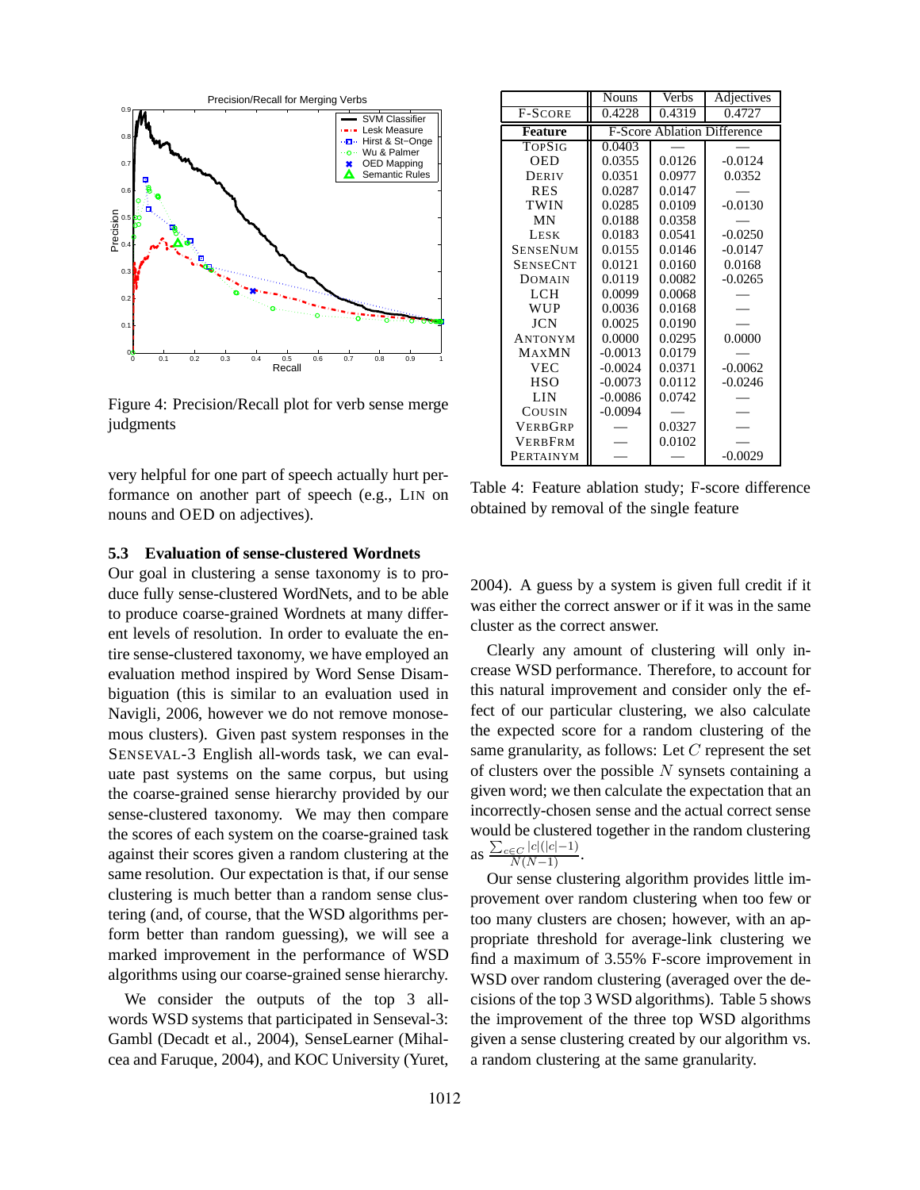Figure 4: Precision/Recall plot for verb sense merge judgments

very helpful for one part of speech actually hurt performance on another part of speech (e.g., LIN on nouns and OED on adjectives).

### 5.3 Evaluation of sense-clustered Wordnets

Our goal in clustering a sense taxonomy is to produce fully sense-clustered WordNets, and to be able to produce coarse-grained Wordnets at many different levels of resolution. In order to evaluate the entire sense-clustered taxonomy, we have employed an evaluation method inspired by Word Sense Disambiguation (this is similar to an evaluation used in Navigli, 2006, however we do not remove monosemous clusters). Given past system responses in the SENSEVAL-3 English all-words task, we can evaluate past systems on the same corpus, but using the coarse-grained sense hierarchy provided by our sense-clustered taxonomy. We may then compare the scores of each system on the coarse-grained task against their scores given a random clustering at the same resolution. Our expectation is that, if our sense clustering is much better than a random sense clustering (and, of course, that the WSD algorithms perform better than random guessing), we will see a marked improvement in the performance of WSD algorithms using our coarse-grained sense hierarchy.

We consider the outputs of the top 3 all-words WSD systems that participated in Senseval-3: Gambl (Decadt et al., 2004), SenseLearner (Mihalcea and Faruque, 2004), and KOC University (Yuret, 2004). A guess by a system is given full credit if it was either the correct answer or if it was in the same cluster as the correct answer.

Clearly any amount of clustering will only increase WSD performance. Therefore, to account for this natural improvement and consider only the effect of our particular clustering, we also calculate the expected score for a random clustering of the same granularity, as follows: Let $C$ represent the set of clusters over the possible $N$ synsets containing a given word; we then calculate the expectation that an incorrectly-chosen sense and the actual correct sense would be clustered together in the random clustering as $\frac{\sum_{c \in C} |c|(|c|-1)}{N(N-1)}$.

Our sense clustering algorithm provides little improvement over random clustering when too few or too many clusters are chosen; however, with an appropriate threshold for average-link clustering we find a maximum of 3.55% F-score improvement in WSD over random clustering (averaged over the decisions of the top 3 WSD algorithms). Table 5 shows the improvement of the three top WSD algorithms given a sense clustering created by our algorithm vs. a random clustering at the same granularity.

| | Nouns | Verbs | Adjectives |
|---|---|---|---|
| F-SCORE | 0.4228 | 0.4319 | 0.4727 |
| **Feature** | F-Score Ablation Difference | | |
| TOPSIG | 0.0403 | — | — |
| OED | 0.0355 | 0.0126 | -0.0124 |
| DERIV | 0.0351 | 0.0977 | 0.0352 |
| RES | 0.0287 | 0.0147 | — |
| TWIN | 0.0285 | 0.0109 | -0.0130 |
| MN | 0.0188 | 0.0358 | — |
| LESK | 0.0183 | 0.0541 | -0.0250 |
| SENSENUM | 0.0155 | 0.0146 | -0.0147 |
| SENSECNT | 0.0121 | 0.0160 | 0.0168 |
| DOMAIN | 0.0119 | 0.0082 | -0.0265 |
| LCH | 0.0099 | 0.0068 | — |
| WUP | 0.0036 | 0.0168 | — |
| JCN | 0.0025 | 0.0190 | — |
| ANTONYM | 0.0000 | 0.0295 | 0.0000 |
| MAXMN | -0.0013 | 0.0179 | — |
| VEC | -0.0024 | 0.0371 | -0.0062 |
| HSO | -0.0073 | 0.0112 | -0.0246 |
| LIN | -0.0086 | 0.0742 | — |
| COUSIN | -0.0094 | — | — |
| VERBGRP | — | 0.0327 | — |
| VERBFRM | — | 0.0102 | — |
| PERTAINYM | — | — | -0.0029 |

Table 4: Feature ablation study; F-score difference obtained by removal of the single feature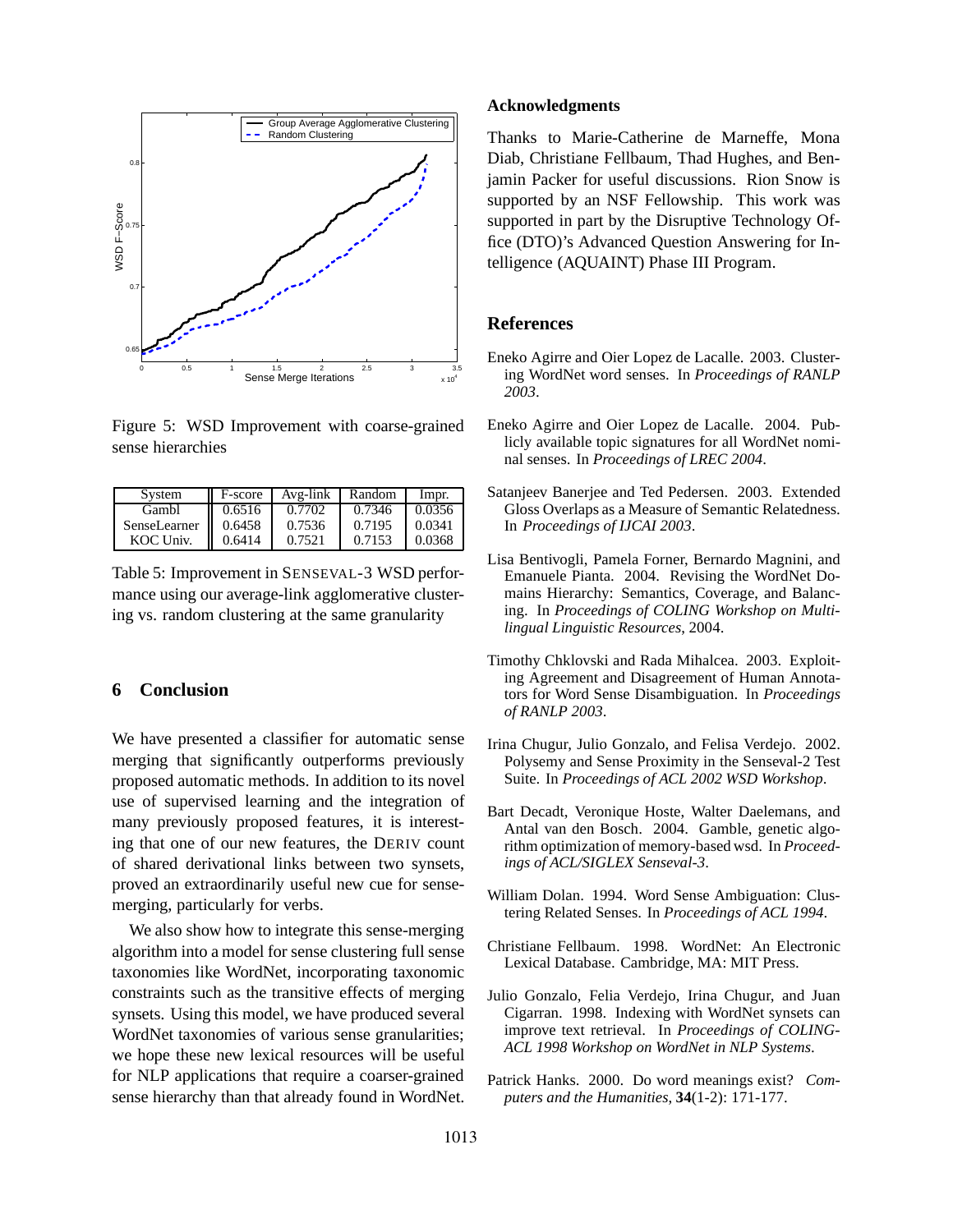Figure 5: WSD Improvement with coarse-grained sense hierarchies

| System | F-score | Avg-link | Random | Impr. |
|---|---|---|---|---|
| Gambl | 0.6516 | 0.7702 | 0.7346 | 0.0356 |
| SenseLearner | 0.6458 | 0.7536 | 0.7195 | 0.0341 |
| KOC Univ. | 0.6414 | 0.7521 | 0.7153 | 0.0368 |

Table 5: Improvement in SENSEVAL-3 WSD performance using our average-link agglomerative clustering vs. random clustering at the same granularity

## 6 Conclusion

We have presented a classifier for automatic sense merging that significantly outperforms previously proposed automatic methods. In addition to its novel use of supervised learning and the integration of many previously proposed features, it is interesting that one of our new features, the DERIV count of shared derivational links between two synsets, proved an extraordinarily useful new cue for sense-merging, particularly for verbs.

We also show how to integrate this sense-merging algorithm into a model for sense clustering full sense taxonomies like WordNet, incorporating taxonomic constraints such as the transitive effects of merging synsets. Using this model, we have produced several WordNet taxonomies of various sense granularities; we hope these new lexical resources will be useful for NLP applications that require a coarser-grained sense hierarchy than that already found in WordNet.

## Acknowledgments

Thanks to Marie-Catherine de Marneffe, Mona Diab, Christiane Fellbaum, Thad Hughes, and Benjamin Packer for useful discussions. Rion Snow is supported by an NSF Fellowship. This work was supported in part by the Disruptive Technology Office (DTO)'s Advanced Question Answering for Intelligence (AQUAINT) Phase III Program.

## References

Eneko Agirre and Oier Lopez de Lacalle. 2003. Clustering WordNet word senses. In *Proceedings of RANLP 2003*.

Eneko Agirre and Oier Lopez de Lacalle. 2004. Publicly available topic signatures for all WordNet nominal senses. In *Proceedings of LREC 2004*.

Satanjeev Banerjee and Ted Pedersen. 2003. Extended Gloss Overlaps as a Measure of Semantic Relatedness. In *Proceedings of IJCAI 2003*.

Lisa Bentivogli, Pamela Forner, Bernardo Magnini, and Emanuele Pianta. 2004. Revising the WordNet Domains Hierarchy: Semantics, Coverage, and Balancing. In *Proceedings of COLING Workshop on Multilingual Linguistic Resources*, 2004.

Timothy Chklovski and Rada Mihalcea. 2003. Exploiting Agreement and Disagreement of Human Annotators for Word Sense Disambiguation. In *Proceedings of RANLP 2003*.

Irina Chugur, Julio Gonzalo, and Felisa Verdejo. 2002. Polysemy and Sense Proximity in the Senseval-2 Test Suite. In *Proceedings of ACL 2002 WSD Workshop*.

Bart Decadt, Veronique Hoste, Walter Daelemans, and Antal van den Bosch. 2004. Gamble, genetic algorithm optimization of memory-based wsd. In *Proceedings of ACL/SIGLEX Senseval-3*.

William Dolan. 1994. Word Sense Ambiguation: Clustering Related Senses. In *Proceedings of ACL 1994*.

Christiane Fellbaum. 1998. WordNet: An Electronic Lexical Database. Cambridge, MA: MIT Press.

Julio Gonzalo, Felia Verdejo, Irina Chugur, and Juan Cigarran. 1998. Indexing with WordNet synsets can improve text retrieval. In *Proceedings of COLING-ACL 1998 Workshop on WordNet in NLP Systems*.

Patrick Hanks. 2000. Do word meanings exist? *Computers and the Humanities*, **34**(1-2): 171-177.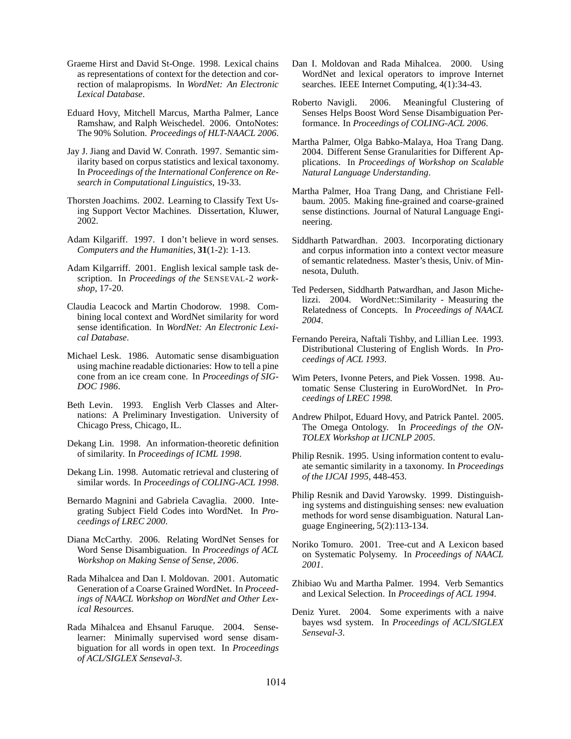Graeme Hirst and David St-Onge. 1998. Lexical chains as representations of context for the detection and correction of malapropisms. In *WordNet: An Electronic Lexical Database*.

Eduard Hovy, Mitchell Marcus, Martha Palmer, Lance Ramshaw, and Ralph Weischedel. 2006. OntoNotes: The 90% Solution. *Proceedings of HLT-NAACL 2006*.

Jay J. Jiang and David W. Conrath. 1997. Semantic similarity based on corpus statistics and lexical taxonomy. In *Proceedings of the International Conference on Research in Computational Linguistics*, 19-33.

Thorsten Joachims. 2002. Learning to Classify Text Using Support Vector Machines. Dissertation, Kluwer, 2002.

Adam Kilgariff. 1997. I don't believe in word senses. *Computers and the Humanities*, **31**(1-2): 1-13.

Adam Kilgarriff. 2001. English lexical sample task description. In *Proceedings of the* SENSEVAL-2 *workshop*, 17-20.

Claudia Leacock and Martin Chodorow. 1998. Combining local context and WordNet similarity for word sense identification. In *WordNet: An Electronic Lexical Database*.

Michael Lesk. 1986. Automatic sense disambiguation using machine readable dictionaries: How to tell a pine cone from an ice cream cone. In *Proceedings of SIGDOC 1986*.

Beth Levin. 1993. English Verb Classes and Alternations: A Preliminary Investigation. University of Chicago Press, Chicago, IL.

Dekang Lin. 1998. An information-theoretic definition of similarity. In *Proceedings of ICML 1998*.

Dekang Lin. 1998. Automatic retrieval and clustering of similar words. In *Proceedings of COLING-ACL 1998*.

Bernardo Magnini and Gabriela Cavaglia. 2000. Integrating Subject Field Codes into WordNet. In *Proceedings of LREC 2000*.

Diana McCarthy. 2006. Relating WordNet Senses for Word Sense Disambiguation. In *Proceedings of ACL Workshop on Making Sense of Sense, 2006*.

Rada Mihalcea and Dan I. Moldovan. 2001. Automatic Generation of a Coarse Grained WordNet. In *Proceedings of NAACL Workshop on WordNet and Other Lexical Resources*.

Rada Mihalcea and Ehsanul Faruque. 2004. Senselearner: Minimally supervised word sense disambiguation for all words in open text. In *Proceedings of ACL/SIGLEX Senseval-3*.

Dan I. Moldovan and Rada Mihalcea. 2000. Using WordNet and lexical operators to improve Internet searches. IEEE Internet Computing, 4(1):34-43.

Roberto Navigli. 2006. Meaningful Clustering of Senses Helps Boost Word Sense Disambiguation Performance. In *Proceedings of COLING-ACL 2006*.

Martha Palmer, Olga Babko-Malaya, Hoa Trang Dang. 2004. Different Sense Granularities for Different Applications. In *Proceedings of Workshop on Scalable Natural Language Understanding*.

Martha Palmer, Hoa Trang Dang, and Christiane Fellbaum. 2005. Making fine-grained and coarse-grained sense distinctions. Journal of Natural Language Engineering.

Siddharth Patwardhan. 2003. Incorporating dictionary and corpus information into a context vector measure of semantic relatedness. Master's thesis, Univ. of Minnesota, Duluth.

Ted Pedersen, Siddharth Patwardhan, and Jason Michelizzi. 2004. WordNet::Similarity - Measuring the Relatedness of Concepts. In *Proceedings of NAACL 2004*.

Fernando Pereira, Naftali Tishby, and Lillian Lee. 1993. Distributional Clustering of English Words. In *Proceedings of ACL 1993*.

Wim Peters, Ivonne Peters, and Piek Vossen. 1998. Automatic Sense Clustering in EuroWordNet. In *Proceedings of LREC 1998*.

Andrew Philpot, Eduard Hovy, and Patrick Pantel. 2005. The Omega Ontology. In *Proceedings of the ONTOLEX Workshop at IJCNLP 2005*.

Philip Resnik. 1995. Using information content to evaluate semantic similarity in a taxonomy. In *Proceedings of the IJCAI 1995*, 448-453.

Philip Resnik and David Yarowsky. 1999. Distinguishing systems and distinguishing senses: new evaluation methods for word sense disambiguation. Natural Language Engineering, 5(2):113-134.

Noriko Tomuro. 2001. Tree-cut and A Lexicon based on Systematic Polysemy. In *Proceedings of NAACL 2001*.

Zhibiao Wu and Martha Palmer. 1994. Verb Semantics and Lexical Selection. In *Proceedings of ACL 1994*.

Deniz Yuret. 2004. Some experiments with a naive bayes wsd system. In *Proceedings of ACL/SIGLEX Senseval-3*.